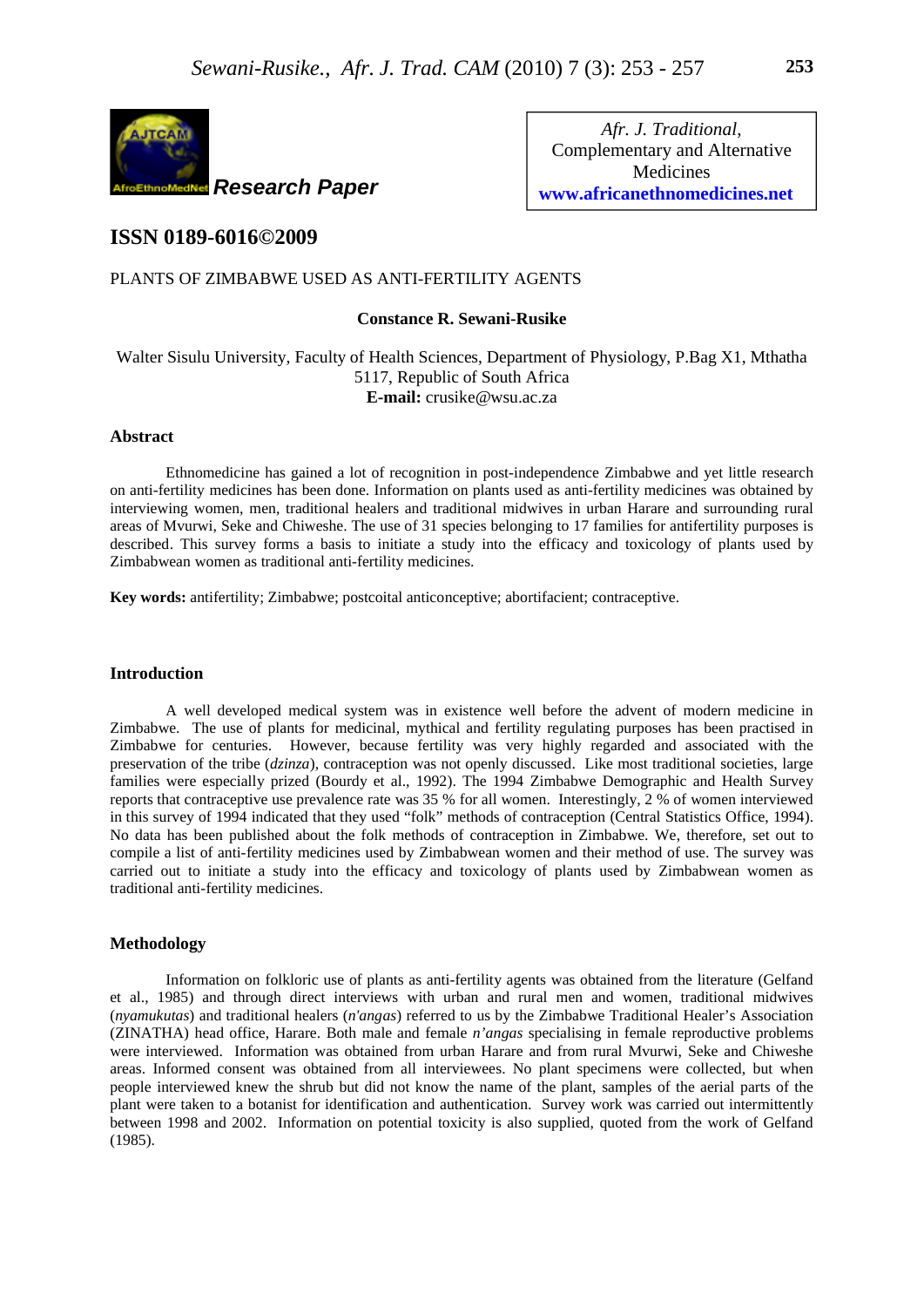Research Paper

Afr. J. Traditional, Complementary and Alternative Medicines
www.africanethnomedicines.net

## ISSN 0189-6016©2009

# PLANTS OF ZIMBABWE USED AS ANTI-FERTILITY AGENTS

**Constance R. Sewani-Rusike**

Walter Sisulu University, Faculty of Health Sciences, Department of Physiology, P.Bag X1, Mthatha 5117, Republic of South Africa
**E-mail:** crusike@wsu.ac.za

## Abstract

Ethnomedicine has gained a lot of recognition in post-independence Zimbabwe and yet little research on anti-fertility medicines has been done. Information on plants used as anti-fertility medicines was obtained by interviewing women, men, traditional healers and traditional midwives in urban Harare and surrounding rural areas of Mvurwi, Seke and Chiweshe. The use of 31 species belonging to 17 families for antifertility purposes is described. This survey forms a basis to initiate a study into the efficacy and toxicology of plants used by Zimbabwean women as traditional anti-fertility medicines.

**Key words:** antifertility; Zimbabwe; postcoital anticonceptive; abortifacient; contraceptive.

## Introduction

A well developed medical system was in existence well before the advent of modern medicine in Zimbabwe. The use of plants for medicinal, mythical and fertility regulating purposes has been practised in Zimbabwe for centuries. However, because fertility was very highly regarded and associated with the preservation of the tribe (*dzinza*), contraception was not openly discussed. Like most traditional societies, large families were especially prized (Bourdy et al., 1992). The 1994 Zimbabwe Demographic and Health Survey reports that contraceptive use prevalence rate was 35 % for all women. Interestingly, 2 % of women interviewed in this survey of 1994 indicated that they used "folk" methods of contraception (Central Statistics Office, 1994). No data has been published about the folk methods of contraception in Zimbabwe. We, therefore, set out to compile a list of anti-fertility medicines used by Zimbabwean women and their method of use. The survey was carried out to initiate a study into the efficacy and toxicology of plants used by Zimbabwean women as traditional anti-fertility medicines.

## Methodology

Information on folkloric use of plants as anti-fertility agents was obtained from the literature (Gelfand et al., 1985) and through direct interviews with urban and rural men and women, traditional midwives (*nyamukutas*) and traditional healers (*n'angas*) referred to us by the Zimbabwe Traditional Healer's Association (ZINATHA) head office, Harare. Both male and female *n'angas* specialising in female reproductive problems were interviewed. Information was obtained from urban Harare and from rural Mvurwi, Seke and Chiweshe areas. Informed consent was obtained from all interviewees. No plant specimens were collected, but when people interviewed knew the shrub but did not know the name of the plant, samples of the aerial parts of the plant were taken to a botanist for identification and authentication. Survey work was carried out intermittently between 1998 and 2002. Information on potential toxicity is also supplied, quoted from the work of Gelfand (1985).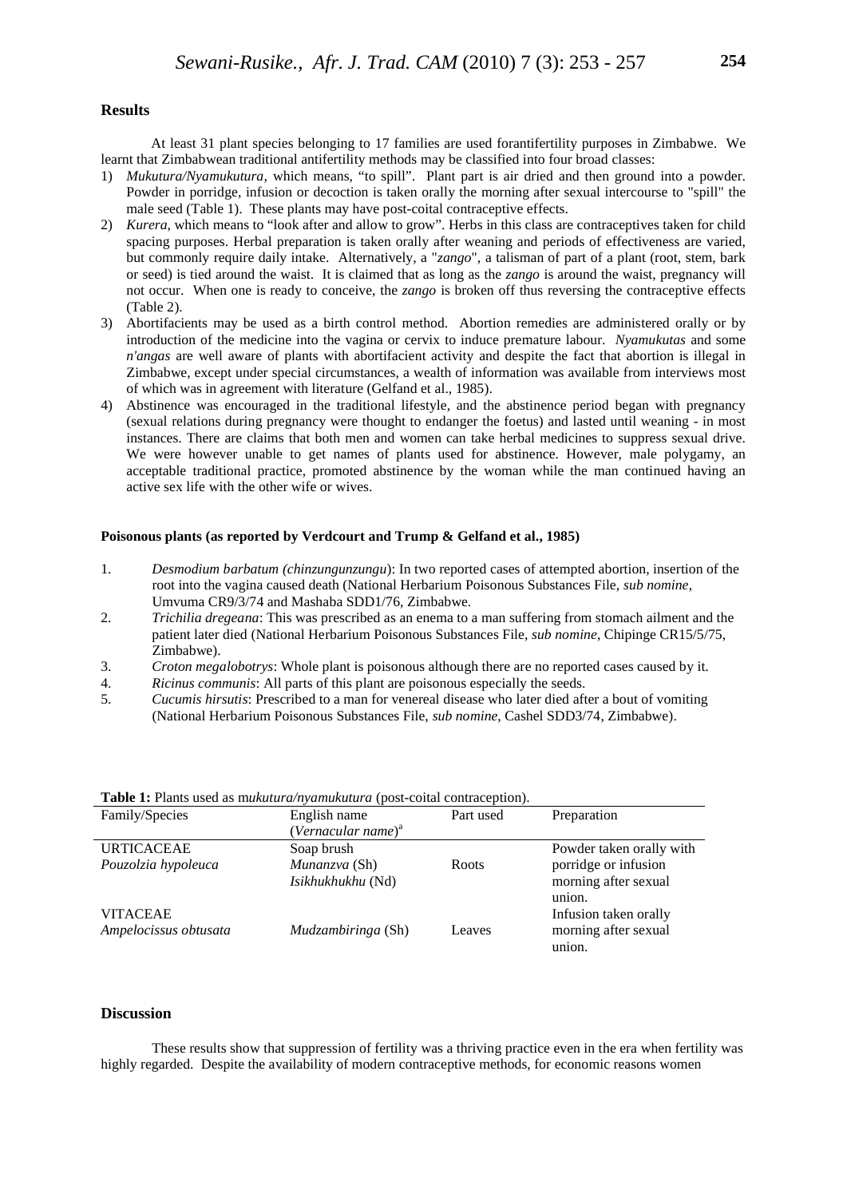## Results

At least 31 plant species belonging to 17 families are used forantifertility purposes in Zimbabwe. We learnt that Zimbabwean traditional antifertility methods may be classified into four broad classes:

1) *Mukutura/Nyamukutura*, which means, "to spill". Plant part is air dried and then ground into a powder. Powder in porridge, infusion or decoction is taken orally the morning after sexual intercourse to "spill" the male seed (Table 1). These plants may have post-coital contraceptive effects.
2) *Kurera*, which means to "look after and allow to grow". Herbs in this class are contraceptives taken for child spacing purposes. Herbal preparation is taken orally after weaning and periods of effectiveness are varied, but commonly require daily intake. Alternatively, a "*zango*", a talisman of part of a plant (root, stem, bark or seed) is tied around the waist. It is claimed that as long as the *zango* is around the waist, pregnancy will not occur. When one is ready to conceive, the *zango* is broken off thus reversing the contraceptive effects (Table 2).
3) Abortifacients may be used as a birth control method. Abortion remedies are administered orally or by introduction of the medicine into the vagina or cervix to induce premature labour. *Nyamukutas* and some *n'angas* are well aware of plants with abortifacient activity and despite the fact that abortion is illegal in Zimbabwe, except under special circumstances, a wealth of information was available from interviews most of which was in agreement with literature (Gelfand et al., 1985).
4) Abstinence was encouraged in the traditional lifestyle, and the abstinence period began with pregnancy (sexual relations during pregnancy were thought to endanger the foetus) and lasted until weaning - in most instances. There are claims that both men and women can take herbal medicines to suppress sexual drive. We were however unable to get names of plants used for abstinence. However, male polygamy, an acceptable traditional practice, promoted abstinence by the woman while the man continued having an active sex life with the other wife or wives.

**Poisonous plants (as reported by Verdcourt and Trump & Gelfand et al., 1985)**

1. *Desmodium barbatum (chinzungunzungu)*: In two reported cases of attempted abortion, insertion of the root into the vagina caused death (National Herbarium Poisonous Substances File, *sub nomine*, Umvuma CR9/3/74 and Mashaba SDD1/76, Zimbabwe.
2. *Trichilia dregeana*: This was prescribed as an enema to a man suffering from stomach ailment and the patient later died (National Herbarium Poisonous Substances File, *sub nomine*, Chipinge CR15/5/75, Zimbabwe).
3. *Croton megalobotrys*: Whole plant is poisonous although there are no reported cases caused by it.
4. *Ricinus communis*: All parts of this plant are poisonous especially the seeds.
5. *Cucumis hirsutis*: Prescribed to a man for venereal disease who later died after a bout of vomiting (National Herbarium Poisonous Substances File, *sub nomine*, Cashel SDD3/74, Zimbabwe).

**Table 1:** Plants used as m*ukutura/nyamukutura* (post-coital contraception).

| Family/Species | English name (*Vernacular name*)[a] | Part used | Preparation |
|---|---|---|---|
| URTICACEAE *Pouzolzia hypoleuca* | Soap brush *Munanzva* (Sh) *Isikhukhukhu* (Nd) | Roots | Powder taken orally with porridge or infusion morning after sexual union. |
| VITACEAE *Ampelocissus obtusata* | *Mudzambiringa* (Sh) | Leaves | Infusion taken orally morning after sexual union. |

## Discussion

These results show that suppression of fertility was a thriving practice even in the era when fertility was highly regarded. Despite the availability of modern contraceptive methods, for economic reasons women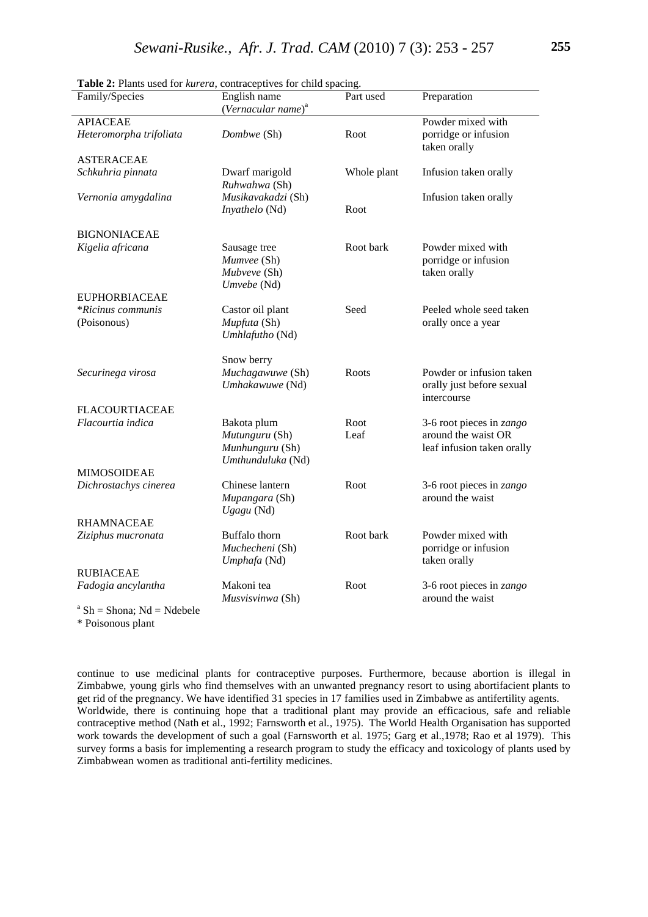**Table 2:** Plants used for *kurera*, contraceptives for child spacing.

| Family/Species | English name (*Vernacular name*)[a] | Part used | Preparation |
|---|---|---|---|
| APIACEAE | | | |
| *Heteromorpha trifoliata* | *Dombwe* (Sh) | Root | Powder mixed with porridge or infusion taken orally |
| ASTERACEAE | | | |
| *Schkhuria pinnata* | Dwarf marigold *Ruhwahwa* (Sh) | Whole plant | Infusion taken orally |
| *Vernonia amygdalina* | *Musikavakadzi* (Sh) *Inyathelo* (Nd) | Root | Infusion taken orally |
| BIGNONIACEAE | | | |
| *Kigelia africana* | Sausage tree *Mumvee* (Sh) *Mubveve* (Sh) *Umvebe* (Nd) | Root bark | Powder mixed with porridge or infusion taken orally |
| EUPHORBIACEAE | | | |
| **Ricinus communis* (Poisonous) | Castor oil plant *Mupfuta* (Sh) *Umhlafutho* (Nd) | Seed | Peeled whole seed taken orally once a year |
| *Securinega virosa* | Snow berry *Muchagawuwe* (Sh) *Umhakawuwe* (Nd) | Roots | Powder or infusion taken orally just before sexual intercourse |
| FLACOURTIACEAE | | | |
| *Flacourtia indica* | Bakota plum *Mutunguru* (Sh) *Munhunguru* (Sh) *Umthunduluka* (Nd) | Root Leaf | 3-6 root pieces in *zango* around the waist OR leaf infusion taken orally |
| MIMOSOIDEAE | | | |
| *Dichrostachys cinerea* | Chinese lantern *Mupangara* (Sh) *Ugagu* (Nd) | Root | 3-6 root pieces in *zango* around the waist |
| RHAMNACEAE | | | |
| *Ziziphus mucronata* | Buffalo thorn *Muchecheni* (Sh) *Umphafa* (Nd) | Root bark | Powder mixed with porridge or infusion taken orally |
| RUBIACEAE | | | |
| *Fadogia ancylantha* | Makoni tea *Musvisvinwa* (Sh) | Root | 3-6 root pieces in *zango* around the waist |

[a] Sh = Shona; Nd = Ndebele

\* Poisonous plant

continue to use medicinal plants for contraceptive purposes. Furthermore, because abortion is illegal in Zimbabwe, young girls who find themselves with an unwanted pregnancy resort to using abortifacient plants to get rid of the pregnancy. We have identified 31 species in 17 families used in Zimbabwe as antifertility agents. Worldwide, there is continuing hope that a traditional plant may provide an efficacious, safe and reliable contraceptive method (Nath et al., 1992; Farnsworth et al., 1975). The World Health Organisation has supported work towards the development of such a goal (Farnsworth et al. 1975; Garg et al.,1978; Rao et al 1979). This survey forms a basis for implementing a research program to study the efficacy and toxicology of plants used by Zimbabwean women as traditional anti-fertility medicines.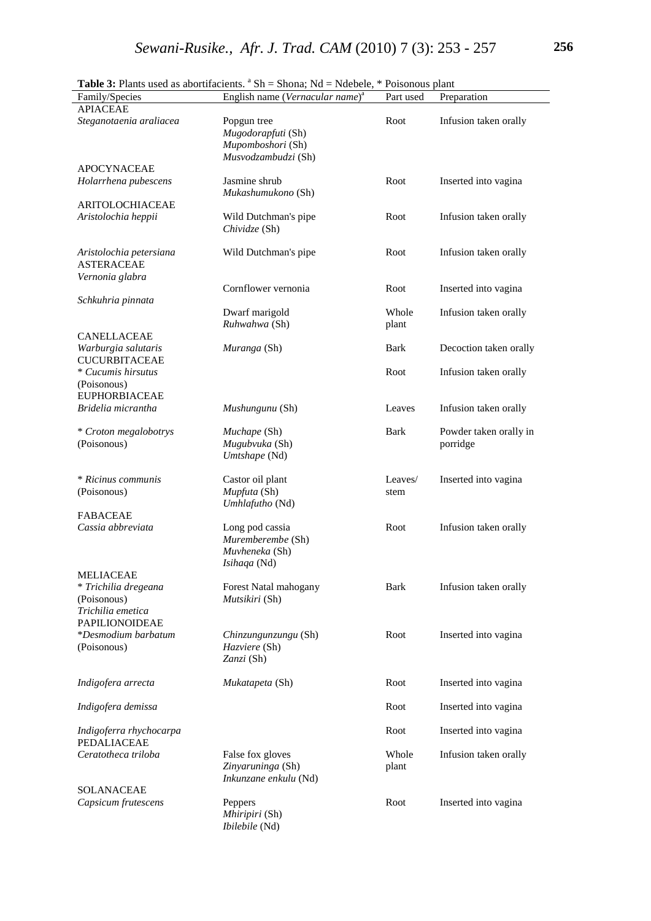**Table 3:** Plants used as abortifacients. [a] Sh = Shona; Nd = Ndebele, * Poisonous plant

| Family/Species | English name (*Vernacular name*)[a] | Part used | Preparation |
|---|---|---|---|
| APIACEAE | | | |
| *Steganotaenia araliacea* | Popgun tree<br>*Mugodorapfuti* (Sh)<br>*Mupomboshori* (Sh)<br>*Musvodzambudzi* (Sh) | Root | Infusion taken orally |
| APOCYNACEAE | | | |
| *Holarrhena pubescens* | Jasmine shrub<br>*Mukashumukono* (Sh) | Root | Inserted into vagina |
| ARITOLOCHIACEAE | | | |
| *Aristolochia heppii* | Wild Dutchman's pipe<br>*Chividze* (Sh) | Root | Infusion taken orally |
| *Aristolochia petersiana* | Wild Dutchman's pipe | Root | Infusion taken orally |
| ASTERACEAE | | | |
| *Vernonia glabra* | Cornflower vernonia | Root | Inserted into vagina |
| *Schkuhria pinnata* | Dwarf marigold<br>*Ruhwahwa* (Sh) | Whole plant | Infusion taken orally |
| CANELLACEAE | | | |
| *Warburgia salutaris* | *Muranga* (Sh) | Bark | Decoction taken orally |
| CUCURBITACEAE | | | |
| * *Cucumis hirsutus* (Poisonous) | | Root | Infusion taken orally |
| EUPHORBIACEAE | | | |
| *Bridelia micrantha* | *Mushungunu* (Sh) | Leaves | Infusion taken orally |
| * *Croton megalobotrys* (Poisonous) | *Muchape* (Sh)<br>*Mugubvuka* (Sh)<br>*Umtshape* (Nd) | Bark | Powder taken orally in porridge |
| * *Ricinus communis* (Poisonous) | Castor oil plant<br>*Mupfuta* (Sh)<br>*Umhlafutho* (Nd) | Leaves/ stem | Inserted into vagina |
| FABACEAE | | | |
| *Cassia abbreviata* | Long pod cassia<br>*Muremberembe* (Sh)<br>*Muvheneka* (Sh)<br>*Isihaqa* (Nd) | Root | Infusion taken orally |
| MELIACEAE | | | |
| * *Trichilia dregeana* (Poisonous)<br>*Trichilia emetica* | Forest Natal mahogany<br>*Mutsikiri* (Sh) | Bark | Infusion taken orally |
| PAPILIONOIDEAE | | | |
| **Desmodium barbatum* (Poisonous) | *Chinzungunzungu* (Sh)<br>*Hazviere* (Sh)<br>*Zanzi* (Sh) | Root | Inserted into vagina |
| *Indigofera arrecta* | *Mukatapeta* (Sh) | Root | Inserted into vagina |
| *Indigofera demissa* | | Root | Inserted into vagina |
| *Indigoferra rhychocarpa* | | Root | Inserted into vagina |
| PEDALIACEAE | | | |
| *Ceratotheca triloba* | False fox gloves<br>*Zinyaruninga* (Sh)<br>*Inkunzane enkulu* (Nd) | Whole plant | Infusion taken orally |
| SOLANACEAE | | | |
| *Capsicum frutescens* | Peppers<br>*Mhiripiri* (Sh)<br>*Ibilebile* (Nd) | Root | Inserted into vagina |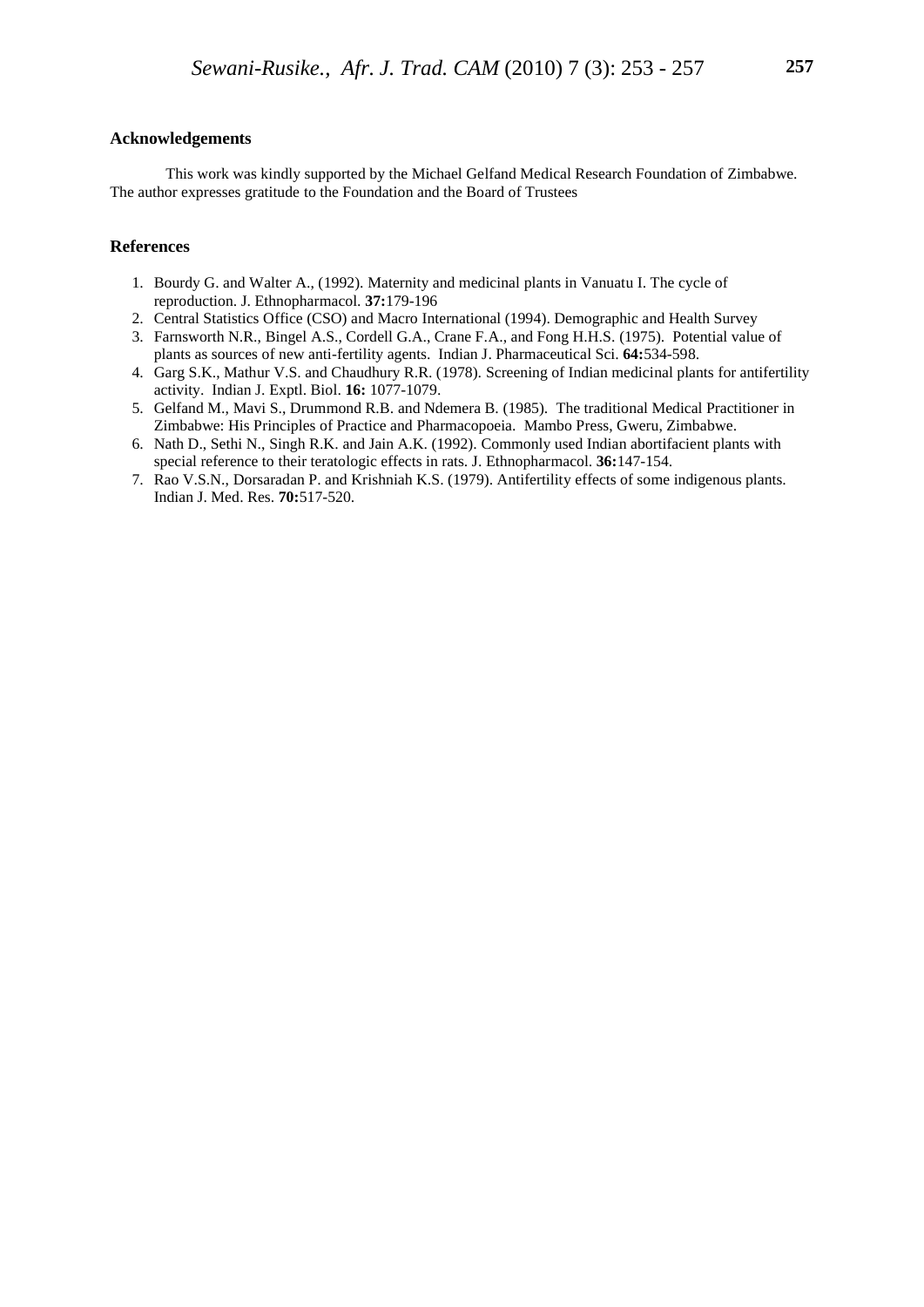## Acknowledgements

This work was kindly supported by the Michael Gelfand Medical Research Foundation of Zimbabwe. The author expresses gratitude to the Foundation and the Board of Trustees

## References

1. Bourdy G. and Walter A., (1992). Maternity and medicinal plants in Vanuatu I. The cycle of reproduction. J. Ethnopharmacol. **37:**179-196
2. Central Statistics Office (CSO) and Macro International (1994). Demographic and Health Survey
3. Farnsworth N.R., Bingel A.S., Cordell G.A., Crane F.A., and Fong H.H.S. (1975). Potential value of plants as sources of new anti-fertility agents. Indian J. Pharmaceutical Sci. **64:**534-598.
4. Garg S.K., Mathur V.S. and Chaudhury R.R. (1978). Screening of Indian medicinal plants for antifertility activity. Indian J. Exptl. Biol. **16:** 1077-1079.
5. Gelfand M., Mavi S., Drummond R.B. and Ndemera B. (1985). The traditional Medical Practitioner in Zimbabwe: His Principles of Practice and Pharmacopoeia. Mambo Press, Gweru, Zimbabwe.
6. Nath D., Sethi N., Singh R.K. and Jain A.K. (1992). Commonly used Indian abortifacient plants with special reference to their teratologic effects in rats. J. Ethnopharmacol. **36:**147-154.
7. Rao V.S.N., Dorsaradan P. and Krishniah K.S. (1979). Antifertility effects of some indigenous plants. Indian J. Med. Res. **70:**517-520.